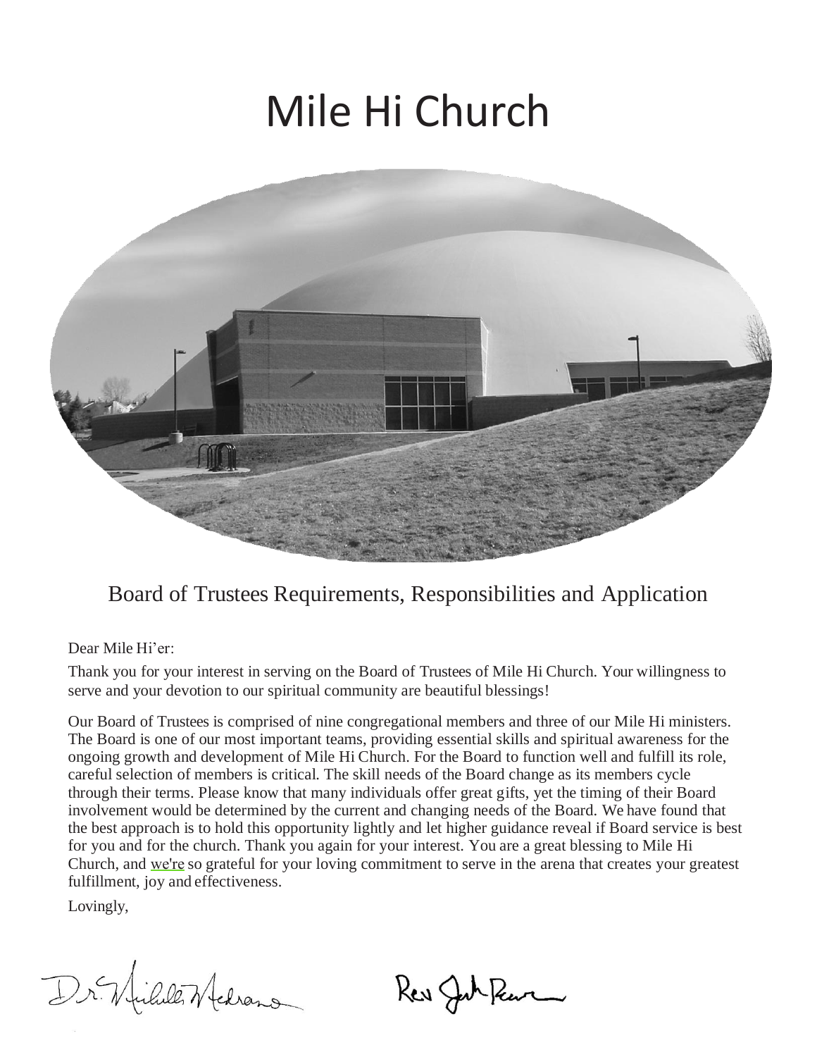# Mile Hi Church

## Board of Trustees Requirements, Responsibilities and Application

Dear Mile Hi'er:

Thank you for your interest in serving on the Board of Trustees of Mile Hi Church. Your willingness to serve and your devotion to our spiritual community are beautiful blessings!

Our Board of Trustees is comprised of nine congregational members and three of our Mile Hi ministers. The Board is one of our most important teams, providing essential skills and spiritual awareness for the ongoing growth and development of Mile Hi Church. For the Board to function well and fulfill its role, careful selection of members is critical. The skill needs of the Board change as its members cycle through their terms. Please know that many individuals offer great gifts, yet the timing of their Board involvement would be determined by the current and changing needs of the Board. We have found that the best approach is to hold this opportunity lightly and let higher guidance reveal if Board service is best for you and for the church. Thank you again for your interest. You are a great blessing to Mile Hi Church, and we're so grateful for your loving commitment to serve in the arena that creates your greatest fulfillment, joy and effectiveness.

Lovingly,

Dr. Michelle Medrano　　　Rev John Pearce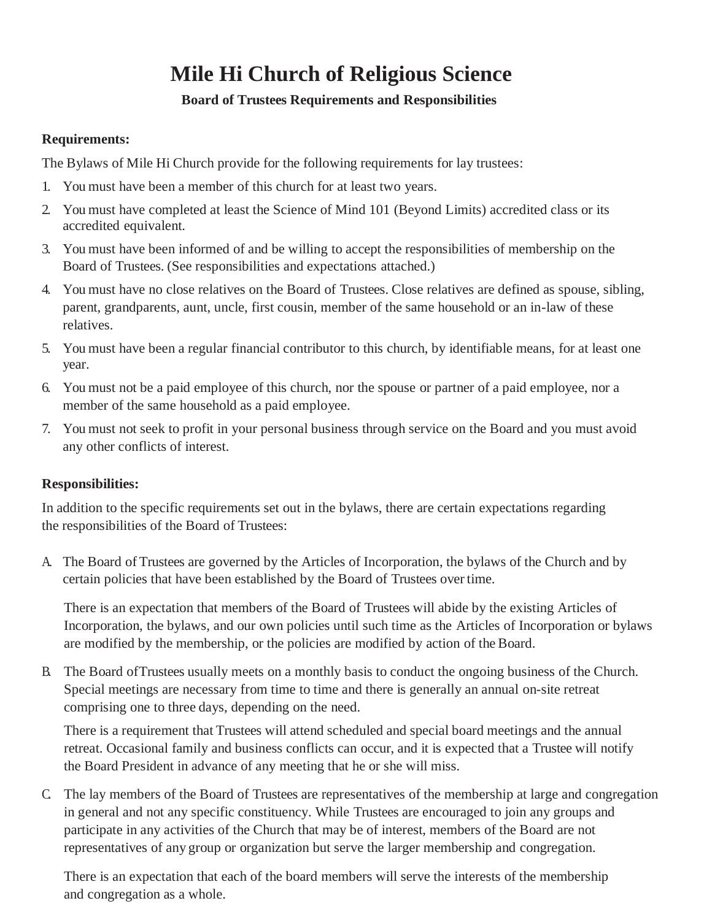# Mile Hi Church of Religious Science

### Board of Trustees Requirements and Responsibilities

**Requirements:**

The Bylaws of Mile Hi Church provide for the following requirements for lay trustees:

1. You must have been a member of this church for at least two years.
2. You must have completed at least the Science of Mind 101 (Beyond Limits) accredited class or its accredited equivalent.
3. You must have been informed of and be willing to accept the responsibilities of membership on the Board of Trustees. (See responsibilities and expectations attached.)
4. You must have no close relatives on the Board of Trustees. Close relatives are defined as spouse, sibling, parent, grandparents, aunt, uncle, first cousin, member of the same household or an in-law of these relatives.
5. You must have been a regular financial contributor to this church, by identifiable means, for at least one year.
6. You must not be a paid employee of this church, nor the spouse or partner of a paid employee, nor a member of the same household as a paid employee.
7. You must not seek to profit in your personal business through service on the Board and you must avoid any other conflicts of interest.

**Responsibilities:**

In addition to the specific requirements set out in the bylaws, there are certain expectations regarding the responsibilities of the Board of Trustees:

A. The Board of Trustees are governed by the Articles of Incorporation, the bylaws of the Church and by certain policies that have been established by the Board of Trustees over time.

   There is an expectation that members of the Board of Trustees will abide by the existing Articles of Incorporation, the bylaws, and our own policies until such time as the Articles of Incorporation or bylaws are modified by the membership, or the policies are modified by action of the Board.

B. The Board of Trustees usually meets on a monthly basis to conduct the ongoing business of the Church. Special meetings are necessary from time to time and there is generally an annual on-site retreat comprising one to three days, depending on the need.

   There is a requirement that Trustees will attend scheduled and special board meetings and the annual retreat. Occasional family and business conflicts can occur, and it is expected that a Trustee will notify the Board President in advance of any meeting that he or she will miss.

C. The lay members of the Board of Trustees are representatives of the membership at large and congregation in general and not any specific constituency. While Trustees are encouraged to join any groups and participate in any activities of the Church that may be of interest, members of the Board are not representatives of any group or organization but serve the larger membership and congregation.

   There is an expectation that each of the board members will serve the interests of the membership and congregation as a whole.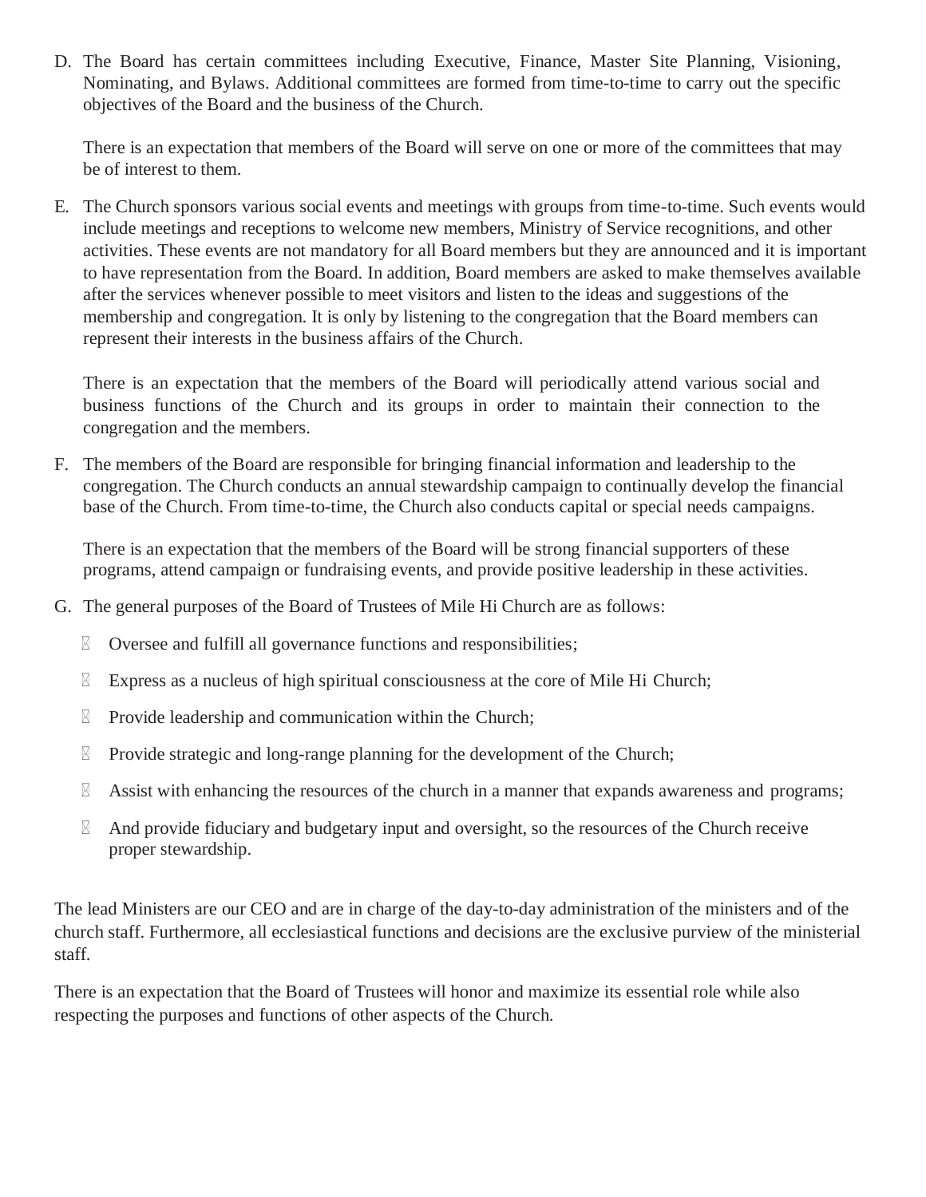D. The Board has certain committees including Executive, Finance, Master Site Planning, Visioning, Nominating, and Bylaws. Additional committees are formed from time-to-time to carry out the specific objectives of the Board and the business of the Church.

   There is an expectation that members of the Board will serve on one or more of the committees that may be of interest to them.

E. The Church sponsors various social events and meetings with groups from time-to-time. Such events would include meetings and receptions to welcome new members, Ministry of Service recognitions, and other activities. These events are not mandatory for all Board members but they are announced and it is important to have representation from the Board. In addition, Board members are asked to make themselves available after the services whenever possible to meet visitors and listen to the ideas and suggestions of the membership and congregation. It is only by listening to the congregation that the Board members can represent their interests in the business affairs of the Church.

   There is an expectation that the members of the Board will periodically attend various social and business functions of the Church and its groups in order to maintain their connection to the congregation and the members.

F. The members of the Board are responsible for bringing financial information and leadership to the congregation. The Church conducts an annual stewardship campaign to continually develop the financial base of the Church. From time-to-time, the Church also conducts capital or special needs campaigns.

   There is an expectation that the members of the Board will be strong financial supporters of these programs, attend campaign or fundraising events, and provide positive leadership in these activities.

G. The general purposes of the Board of Trustees of Mile Hi Church are as follows:

   - Oversee and fulfill all governance functions and responsibilities;
   - Express as a nucleus of high spiritual consciousness at the core of Mile Hi Church;
   - Provide leadership and communication within the Church;
   - Provide strategic and long-range planning for the development of the Church;
   - Assist with enhancing the resources of the church in a manner that expands awareness and programs;
   - And provide fiduciary and budgetary input and oversight, so the resources of the Church receive proper stewardship.

The lead Ministers are our CEO and are in charge of the day-to-day administration of the ministers and of the church staff. Furthermore, all ecclesiastical functions and decisions are the exclusive purview of the ministerial staff.

There is an expectation that the Board of Trustees will honor and maximize its essential role while also respecting the purposes and functions of other aspects of the Church.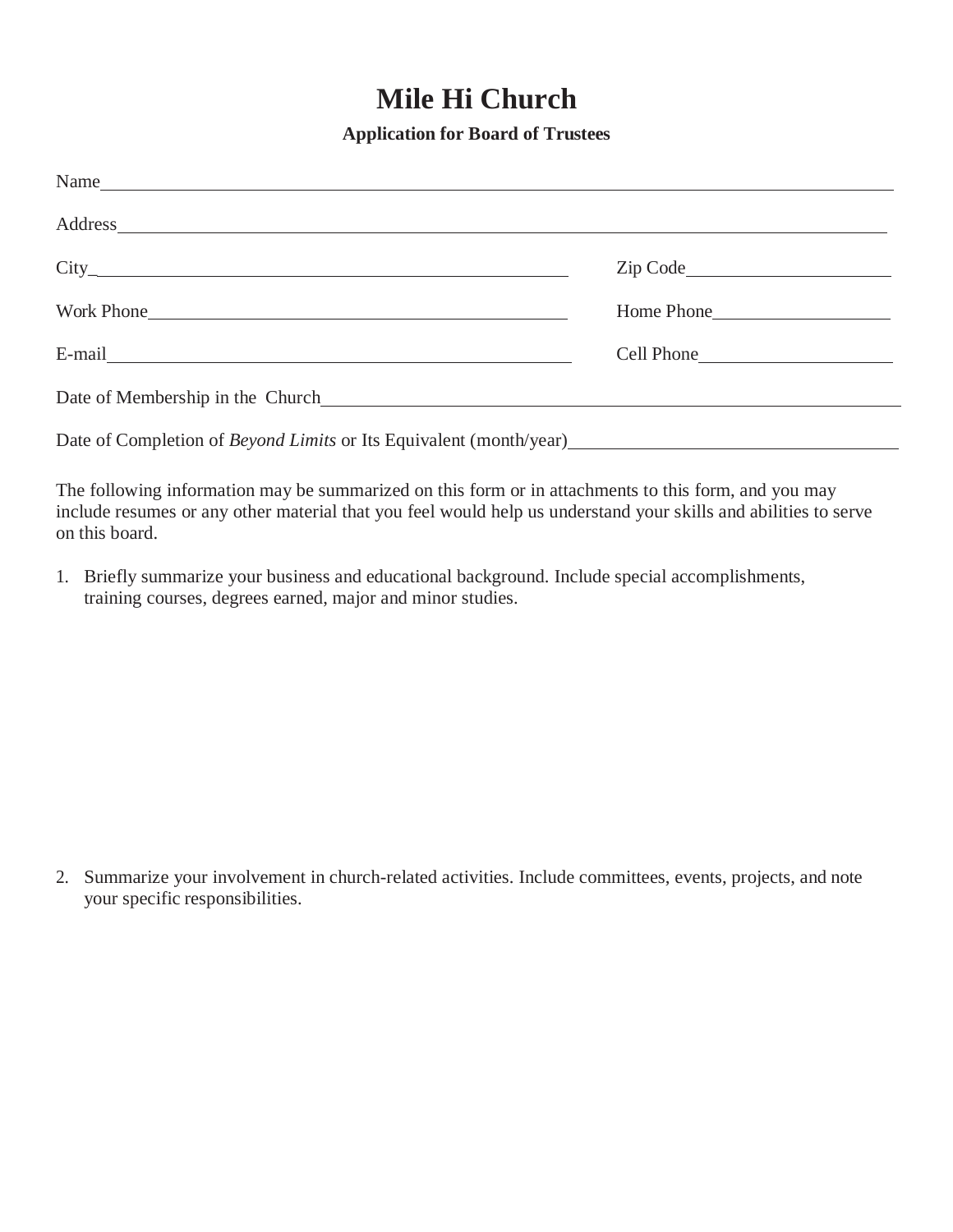# Mile Hi Church

**Application for Board of Trustees**

Name_______________________________________________________________________________

Address_____________________________________________________________________________

City_____________________________________________ Zip Code____________________

Work Phone_______________________________________ Home Phone__________________

E-mail____________________________________________ Cell Phone___________________

Date of Membership in the Church______________________________________________________

Date of Completion of *Beyond Limits* or Its Equivalent (month/year)_______________________________

The following information may be summarized on this form or in attachments to this form, and you may include resumes or any other material that you feel would help us understand your skills and abilities to serve on this board.

1. Briefly summarize your business and educational background. Include special accomplishments, training courses, degrees earned, major and minor studies.

2. Summarize your involvement in church-related activities. Include committees, events, projects, and note your specific responsibilities.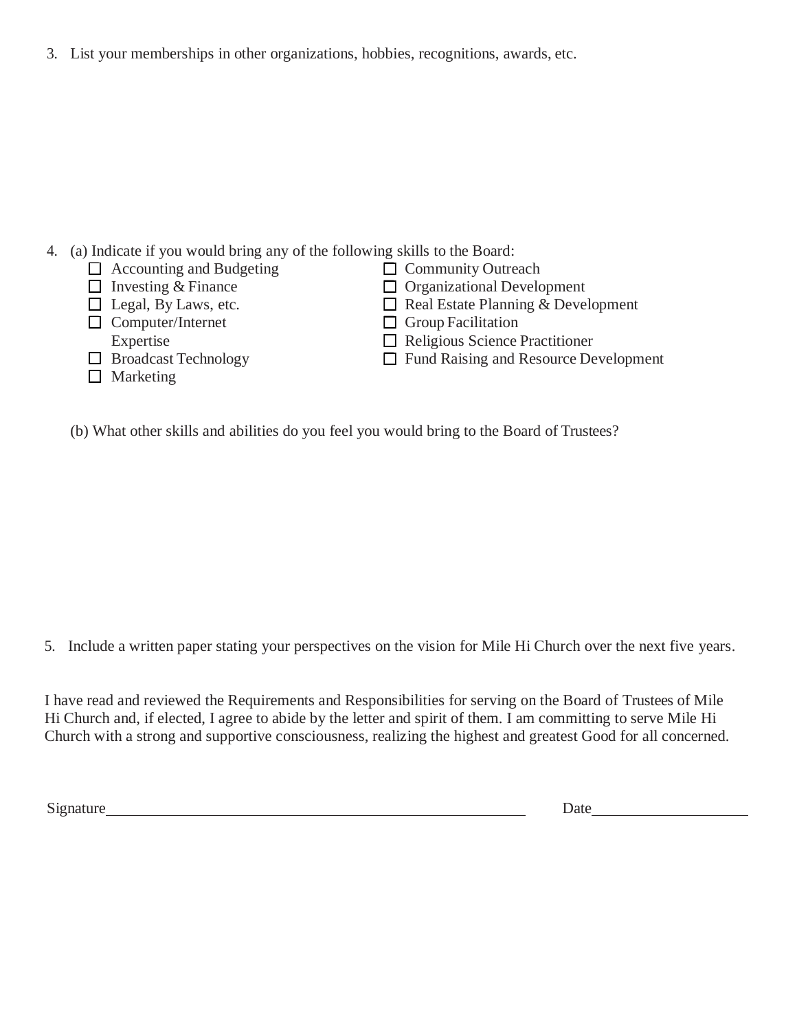3. List your memberships in other organizations, hobbies, recognitions, awards, etc.

4. (a) Indicate if you would bring any of the following skills to the Board:

- ☐ Accounting and Budgeting
- ☐ Investing & Finance
- ☐ Legal, By Laws, etc.
- ☐ Computer/Internet Expertise
- ☐ Broadcast Technology
- ☐ Marketing
- ☐ Community Outreach
- ☐ Organizational Development
- ☐ Real Estate Planning & Development
- ☐ Group Facilitation
- ☐ Religious Science Practitioner
- ☐ Fund Raising and Resource Development

(b) What other skills and abilities do you feel you would bring to the Board of Trustees?

5. Include a written paper stating your perspectives on the vision for Mile Hi Church over the next five years.

I have read and reviewed the Requirements and Responsibilities for serving on the Board of Trustees of Mile Hi Church and, if elected, I agree to abide by the letter and spirit of them. I am committing to serve Mile Hi Church with a strong and supportive consciousness, realizing the highest and greatest Good for all concerned.

Signature________________________________________ Date__________________